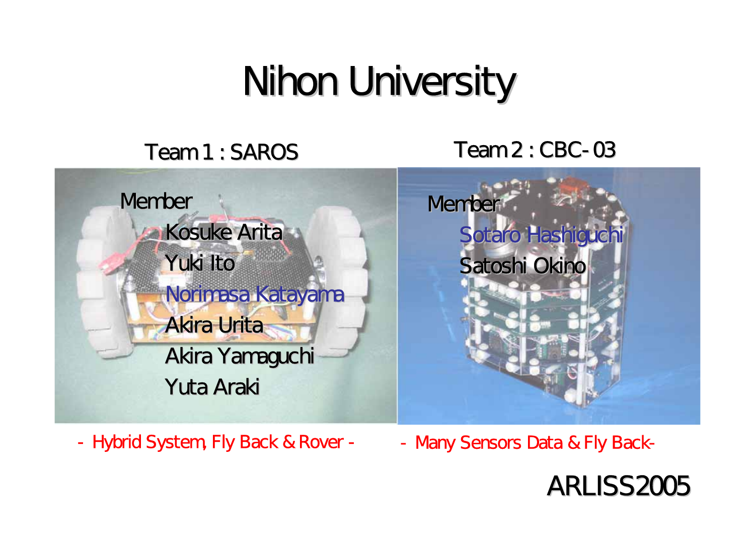# Nihon University

## Team 1 : SAROS

Member

- Kosuke Arita
- Yuki Ito
- Norimasa Katayama
- Akira Urita
- Akira Yamaguchi
- Yuta Araki

- Hybrid System, Fly Back & Rover -

## Team 2 : CBC-03

Member

- Sotaro Hashiguchi
- Satoshi Okino

- Many Sensors Data & Fly Back-

ARLISS2005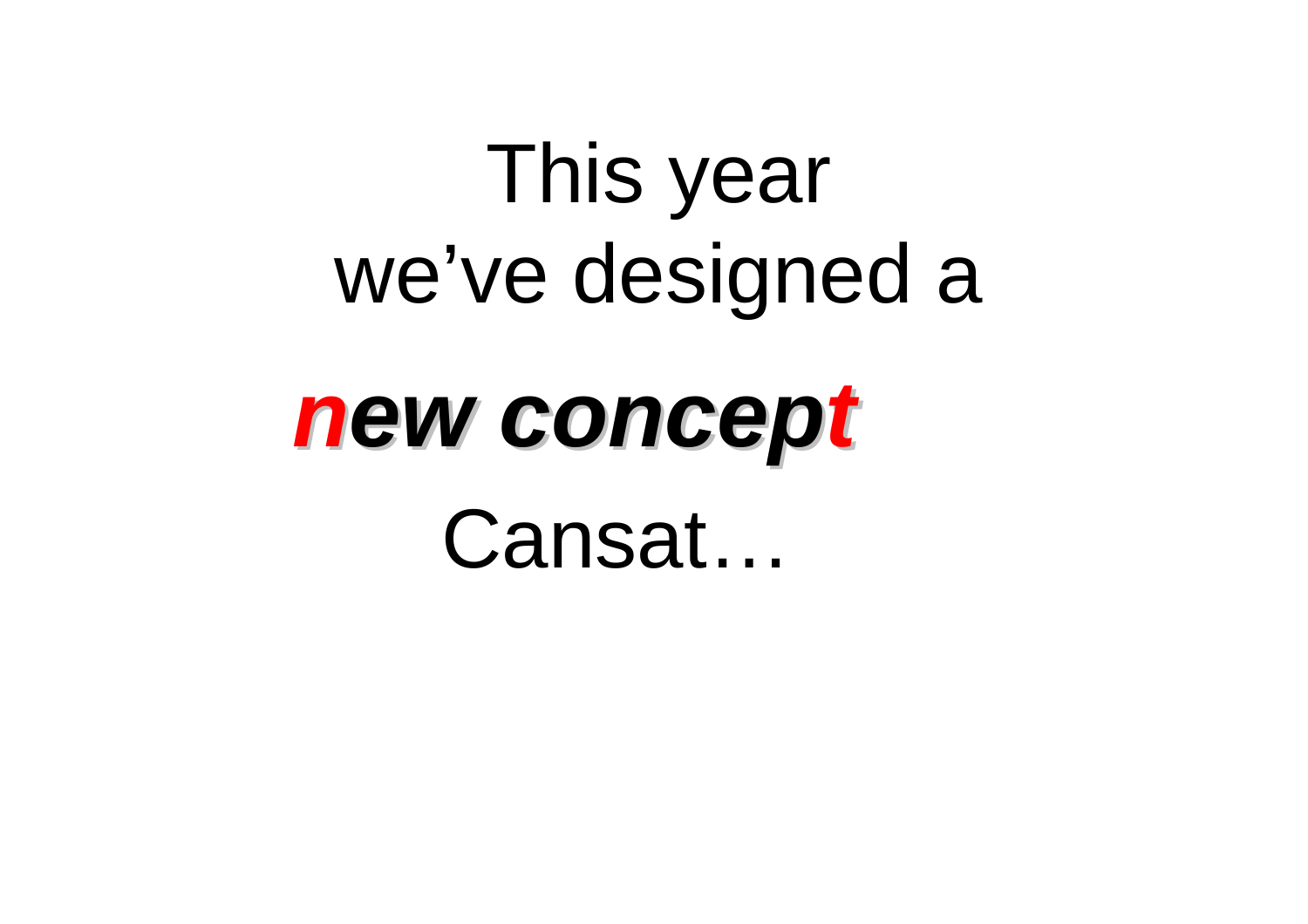This year
we've designed a

***new concept***

Cansat…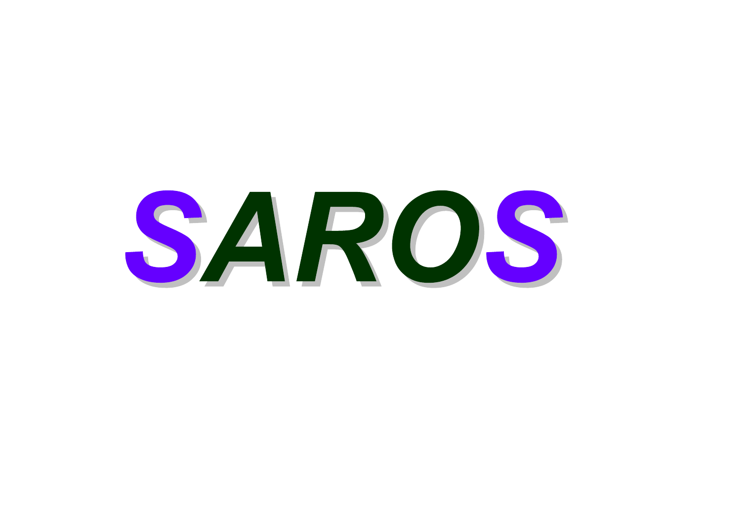# SAROS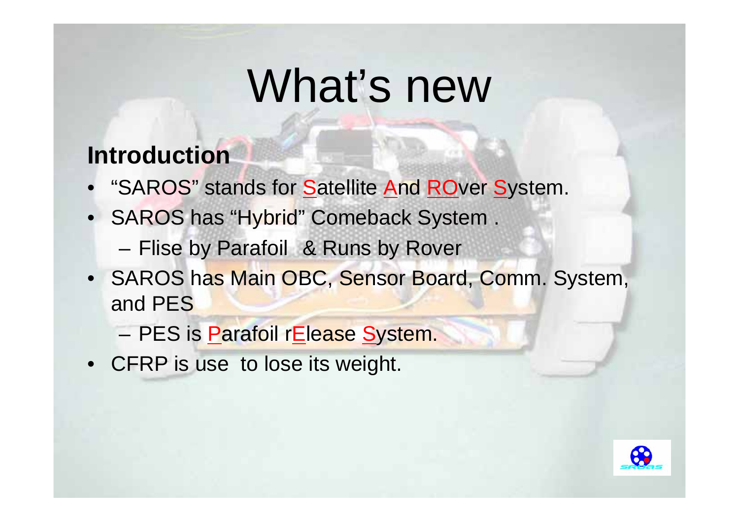# What's new

## Introduction

- "SAROS" stands for Satellite And ROver System.
- SAROS has "Hybrid" Comeback System .
  - Flise by Parafoil & Runs by Rover
- SAROS has Main OBC, Sensor Board, Comm. System, and PES
  - PES is Parafoil rElease System.
- CFRP is use to lose its weight.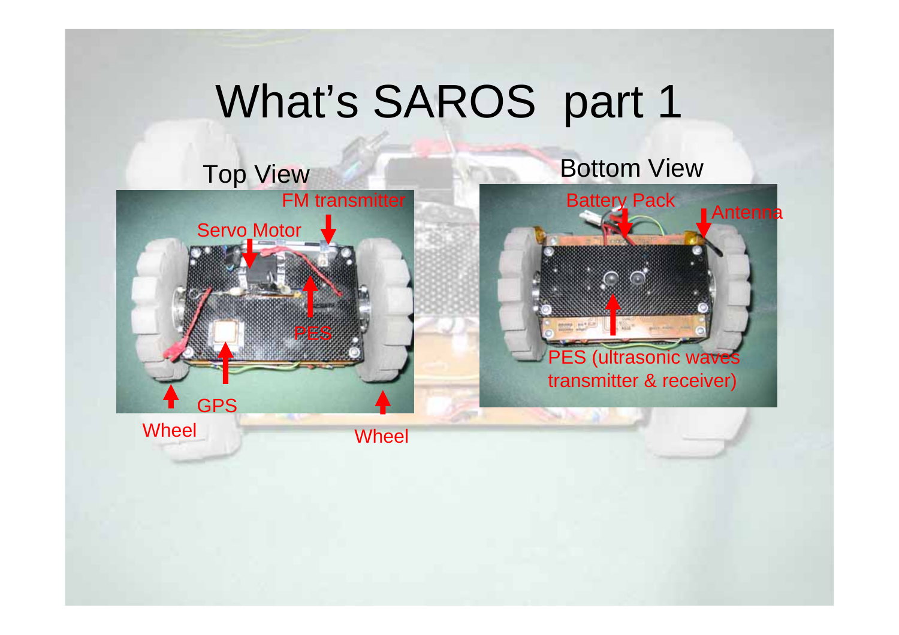# What's SAROS part 1

Top View

FM transmitter

Servo Motor

PES

GPS

Wheel

Wheel

Bottom View

Battery Pack

Antenna

PES (ultrasonic waves transmitter & receiver)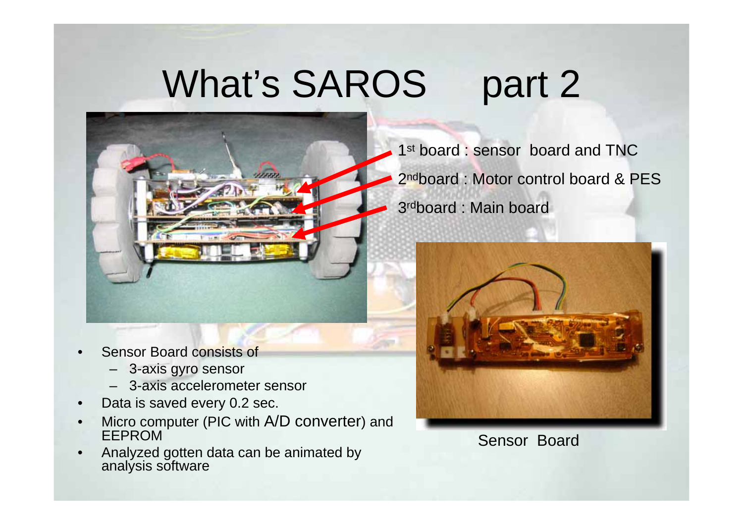# What's SAROS part 2

1st board : sensor board and TNC

2ndboard : Motor control board & PES

3rdboard : Main board

- Sensor Board consists of
  - 3-axis gyro sensor
  - 3-axis accelerometer sensor
- Data is saved every 0.2 sec.
- Micro computer (PIC with A/D converter) and EEPROM
- Analyzed gotten data can be animated by analysis software

Sensor Board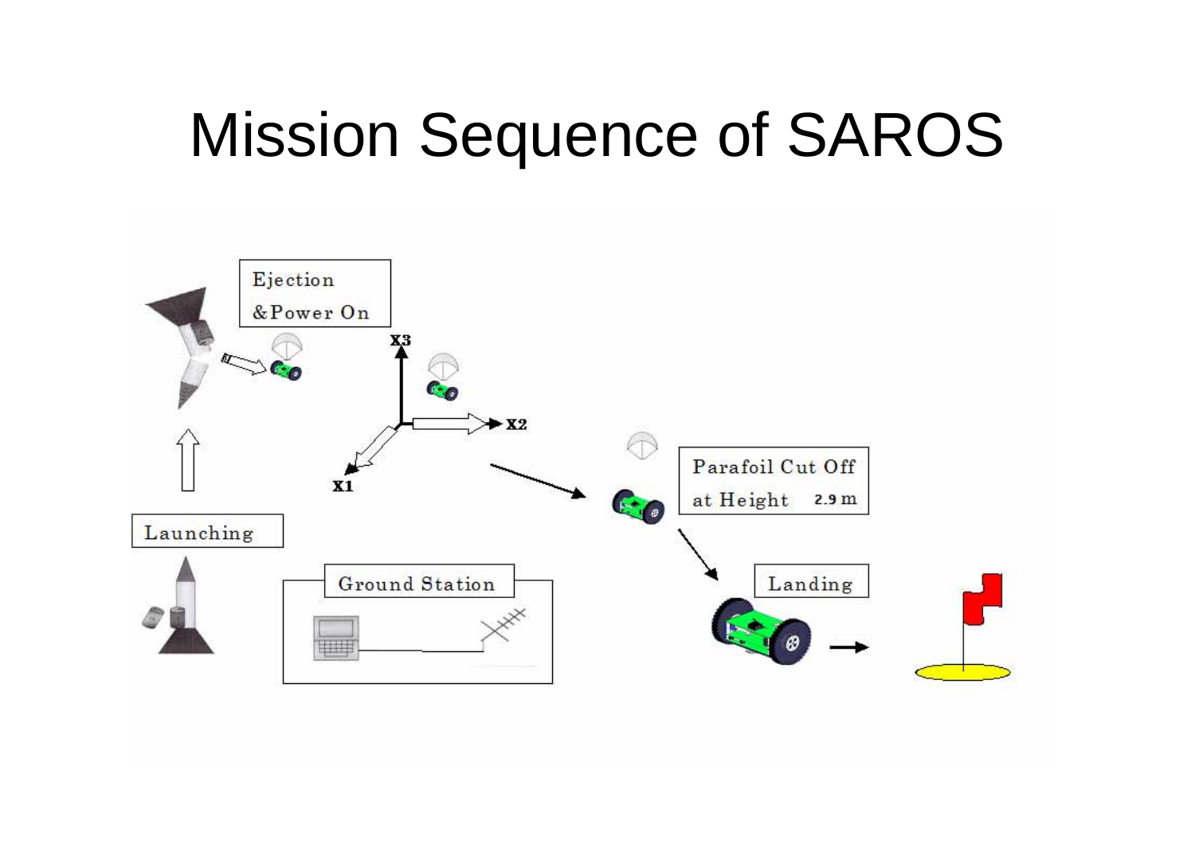# Mission Sequence of SAROS

Ejection &Power On

X3

X2

X1

Parafoil Cut Off at Height 2.9 m

Launching

Ground Station

Landing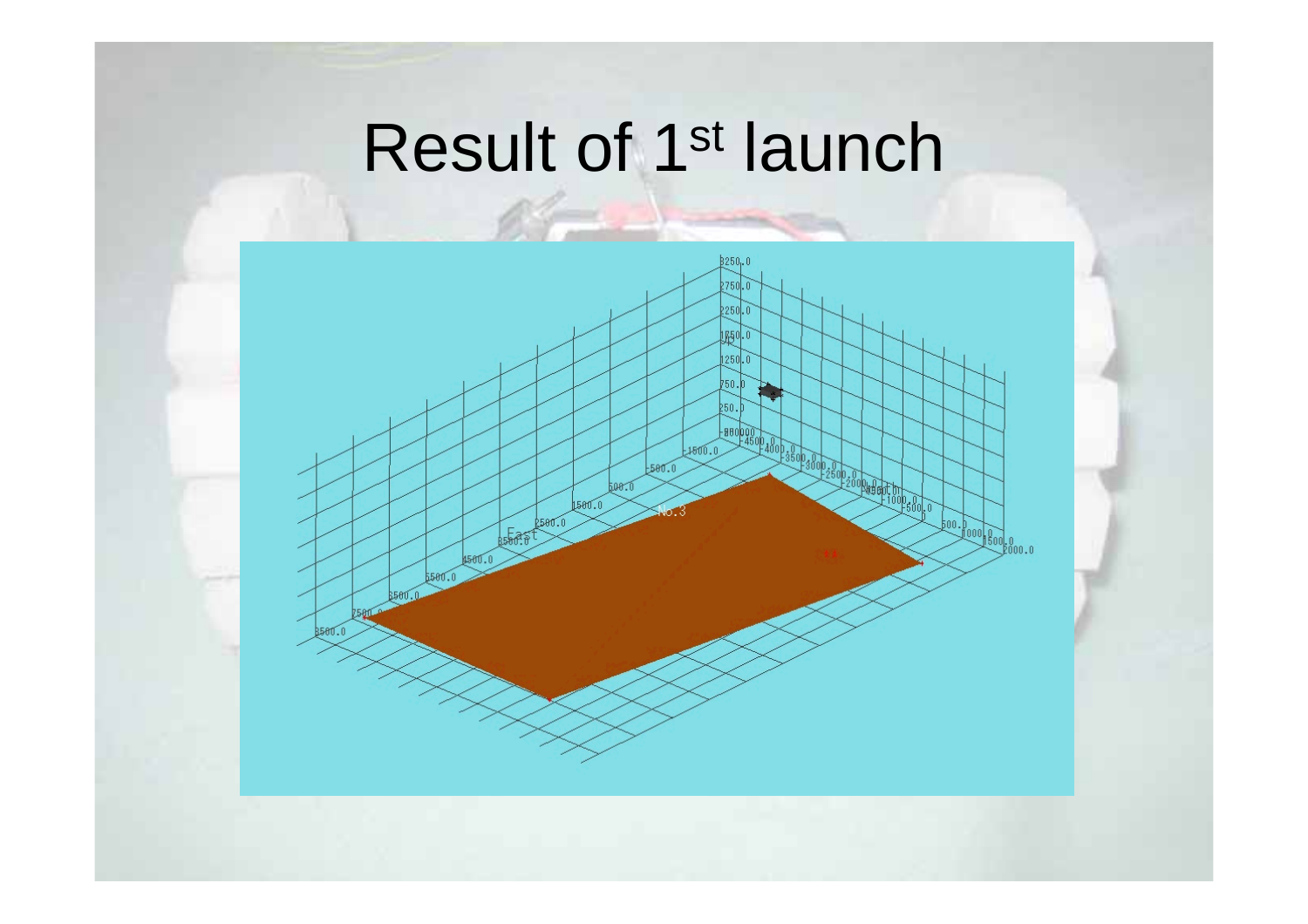# Result of 1st launch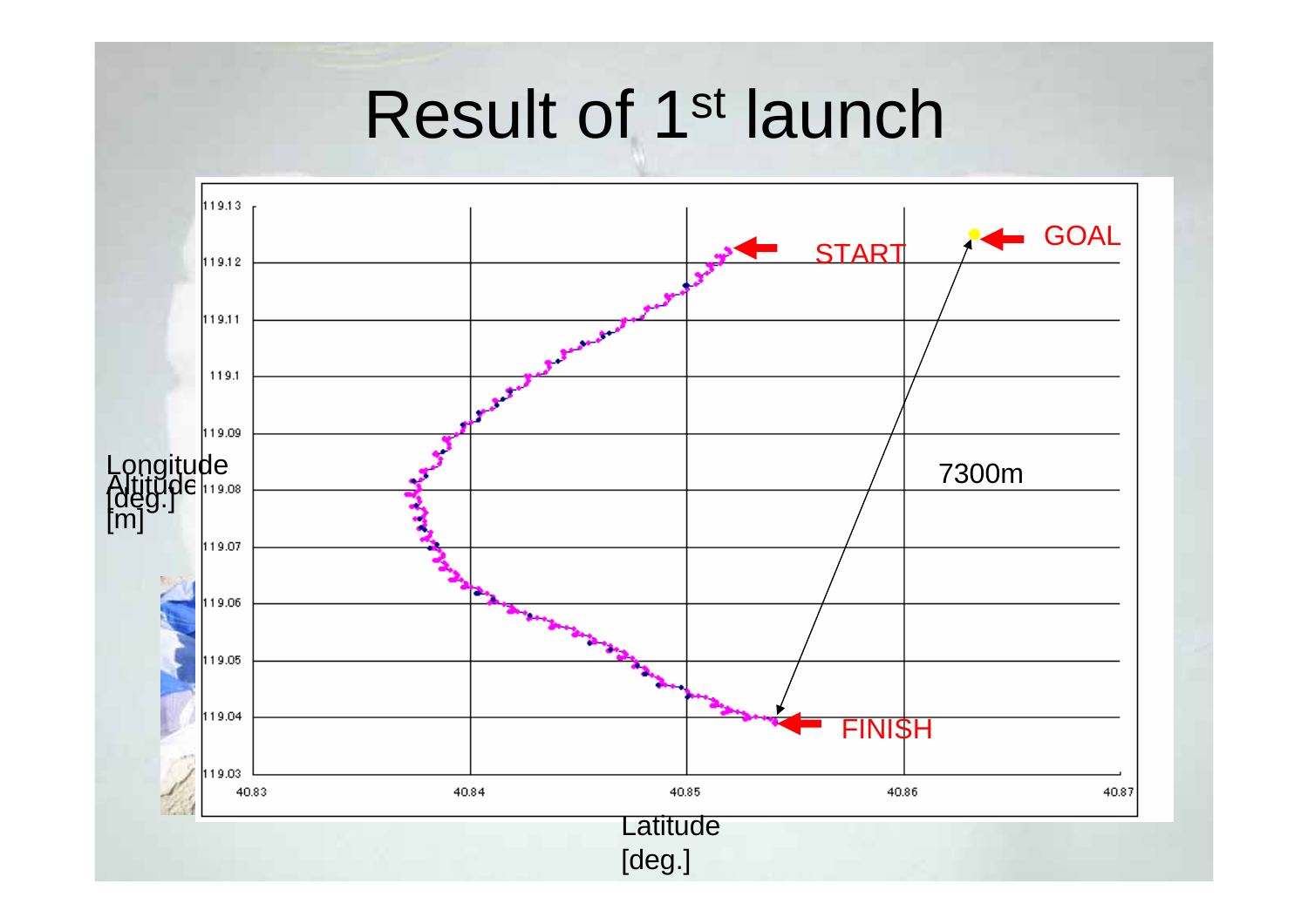# Result of 1st launch

Longitude [deg.]

Altitude [m]

119.13
119.12
119.11
119.1
119.09
119.08
119.07
119.06
119.05
119.04
119.03

40.83 40.84 40.85 40.86 40.87

START

GOAL

7300m

FINISH

Latitude [deg.]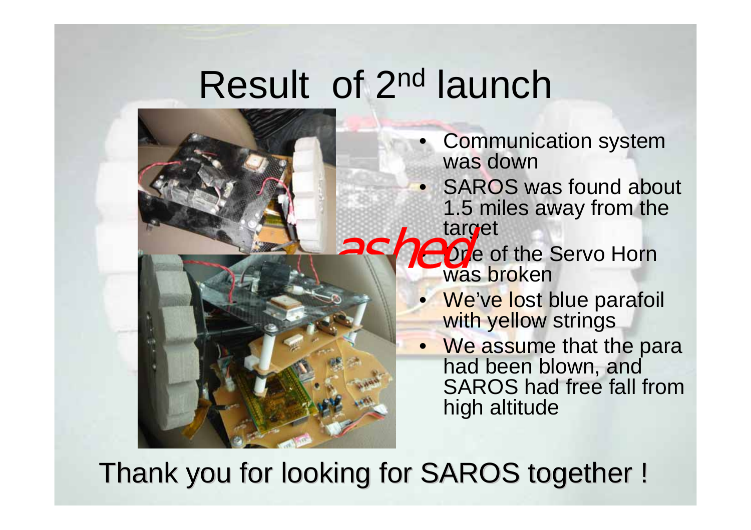# Result of 2nd launch

- Communication system was down
- SAROS was found about 1.5 miles away from the target
- One of the Servo Horn was broken
- We've lost blue parafoil with yellow strings
- We assume that the para had been blown, and SAROS had free fall from high altitude

Thank you for looking for SAROS together !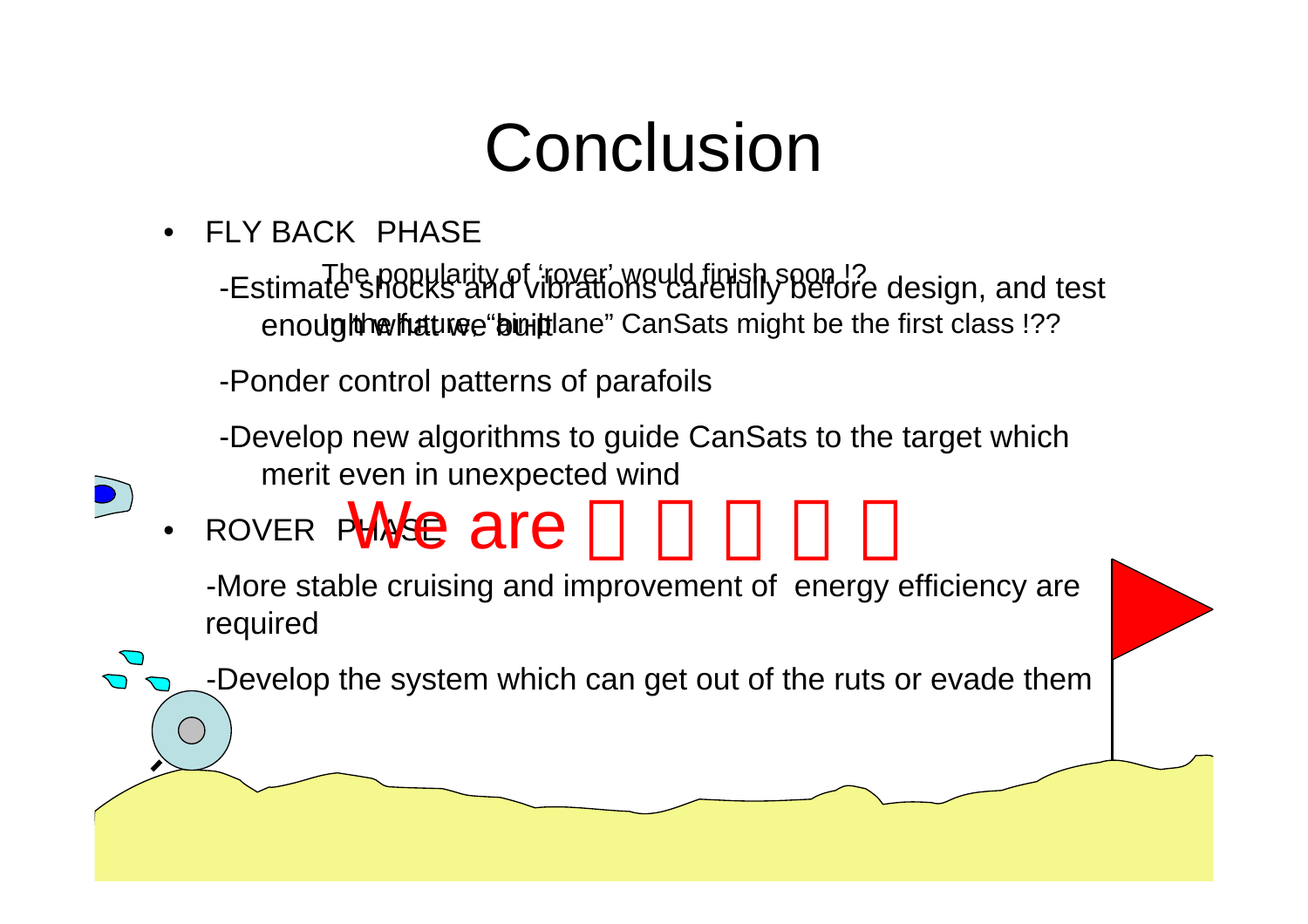# Conclusion

- FLY BACK PHASE

  -Estimate shocks and vibrations carefully before design, and test enough what we built

  -Ponder control patterns of parafoils

  -Develop new algorithms to guide CanSats to the target which merit even in unexpected wind

- ROVER PHASE

  -More stable cruising and improvement of energy efficiency are required

  -Develop the system which can get out of the ruts or evade them

The popularity of 'rover' would finish soon !?

In the future, "air-plane" CanSats might be the first class !??

We are □ □ □ □ □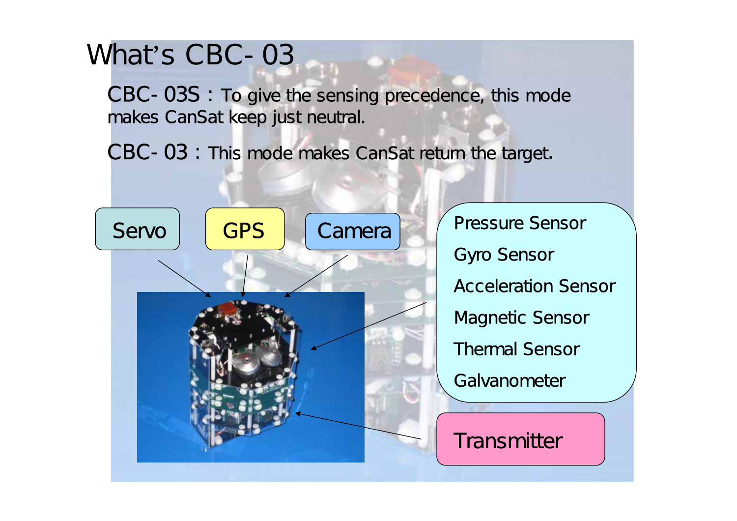# What's CBC-03

CBC-03S : To give the sensing precedence, this mode makes CanSat keep just neutral.

CBC-03 : This mode makes CanSat return the target.

Servo

GPS

Camera

- Pressure Sensor
- Gyro Sensor
- Acceleration Sensor
- Magnetic Sensor
- Thermal Sensor
- Galvanometer

Transmitter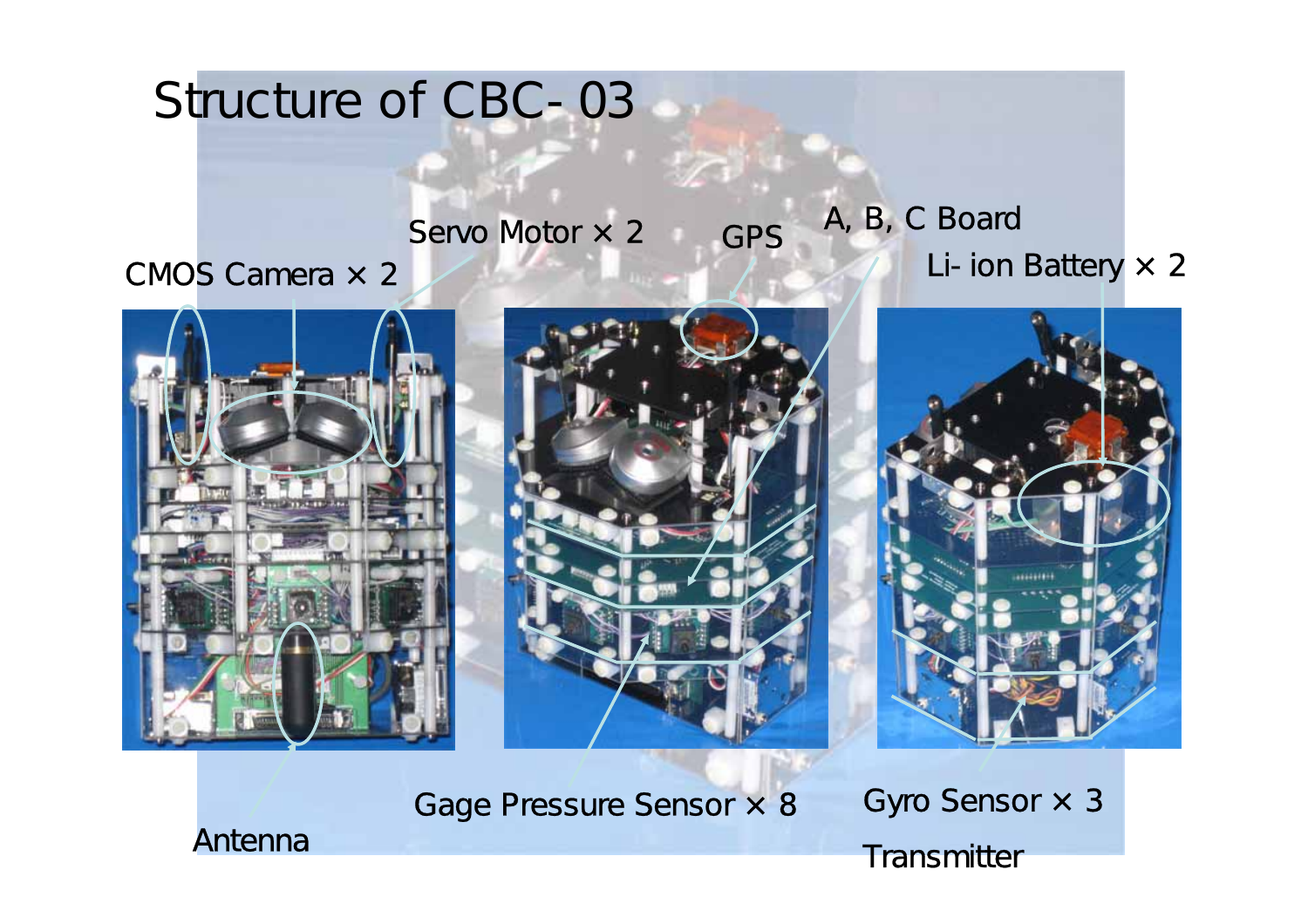# Structure of CBC-03

CMOS Camera × 2

Servo Motor × 2

GPS

A, B, C Board

Li-ion Battery × 2

Antenna

Gage Pressure Sensor × 8

Gyro Sensor × 3

Transmitter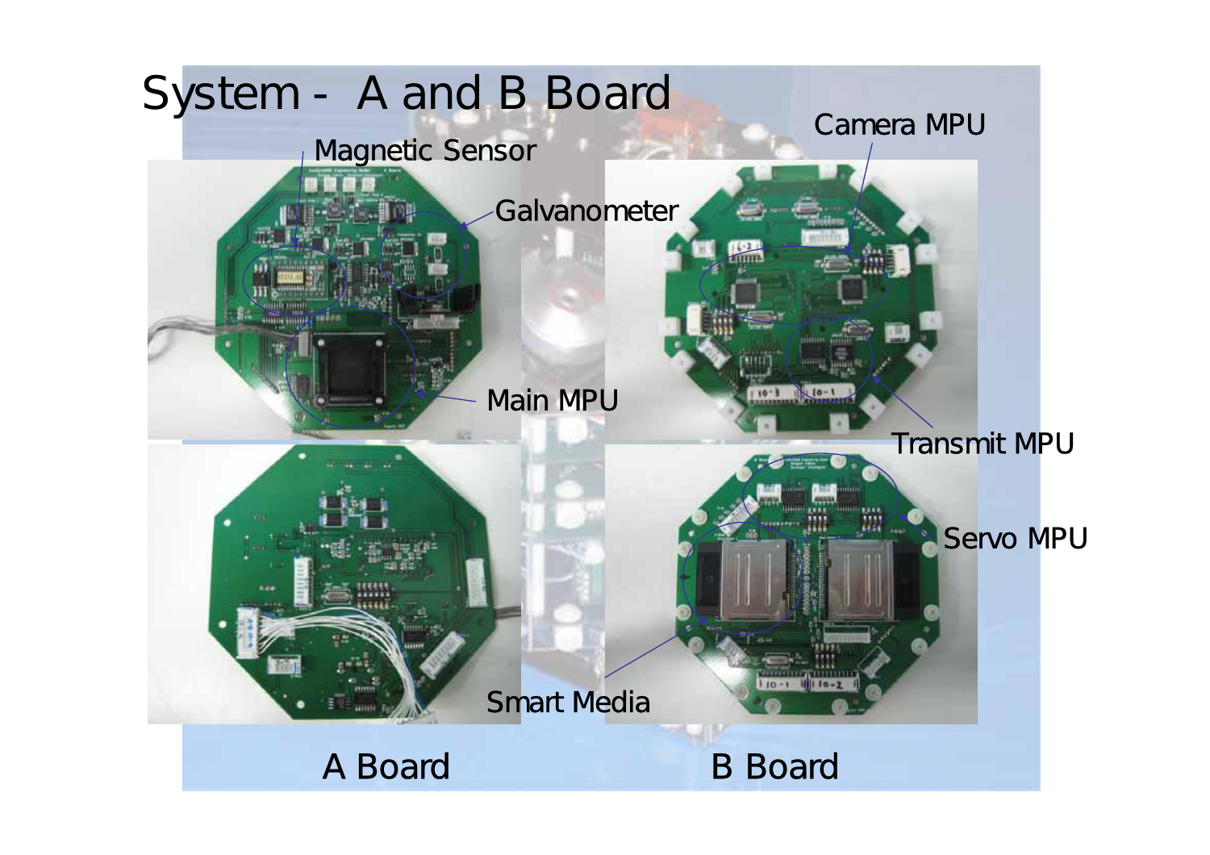# System - A and B Board

Magnetic Sensor

Galvanometer

Main MPU

Camera MPU

Transmit MPU

Servo MPU

Smart Media

A Board

B Board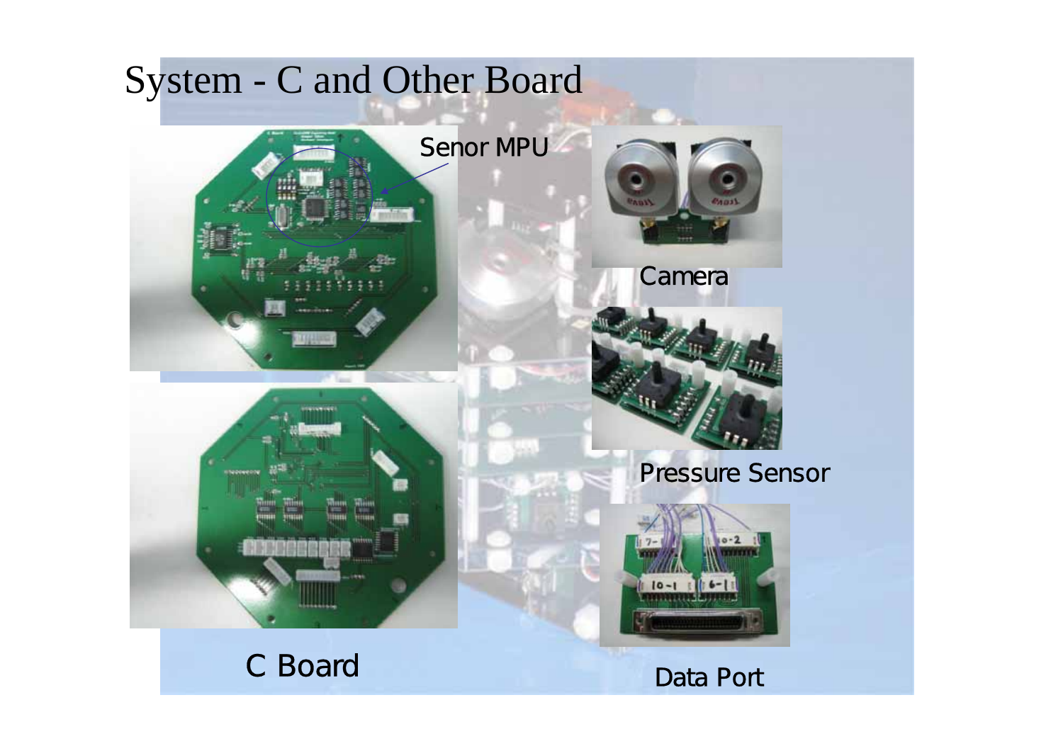# System - C and Other Board

Senor MPU

C Board

Camera

Pressure Sensor

Data Port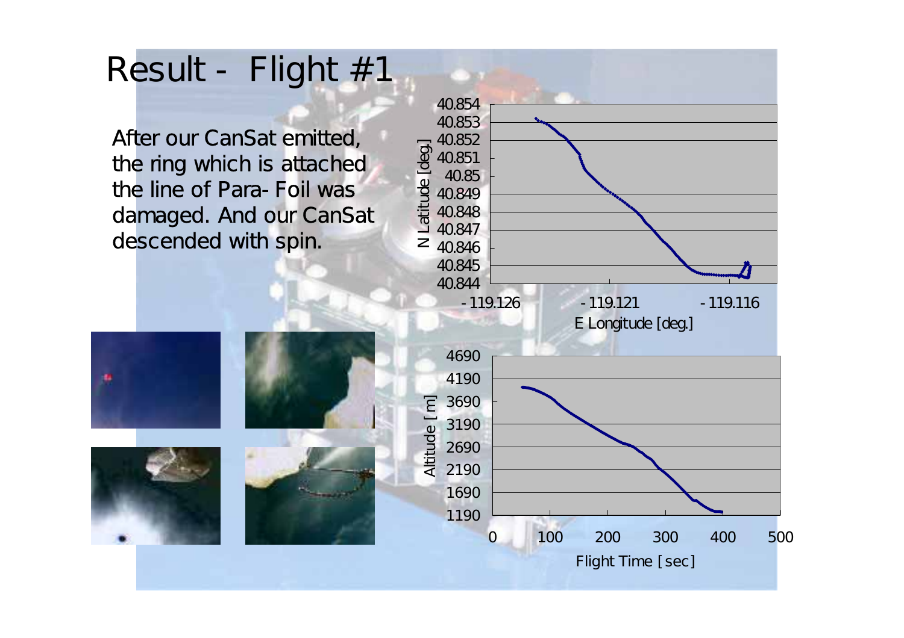# Result - Flight #1

After our CanSat emitted, the ring which is attached the line of Para- Foil was damaged. And our CanSat descended with spin.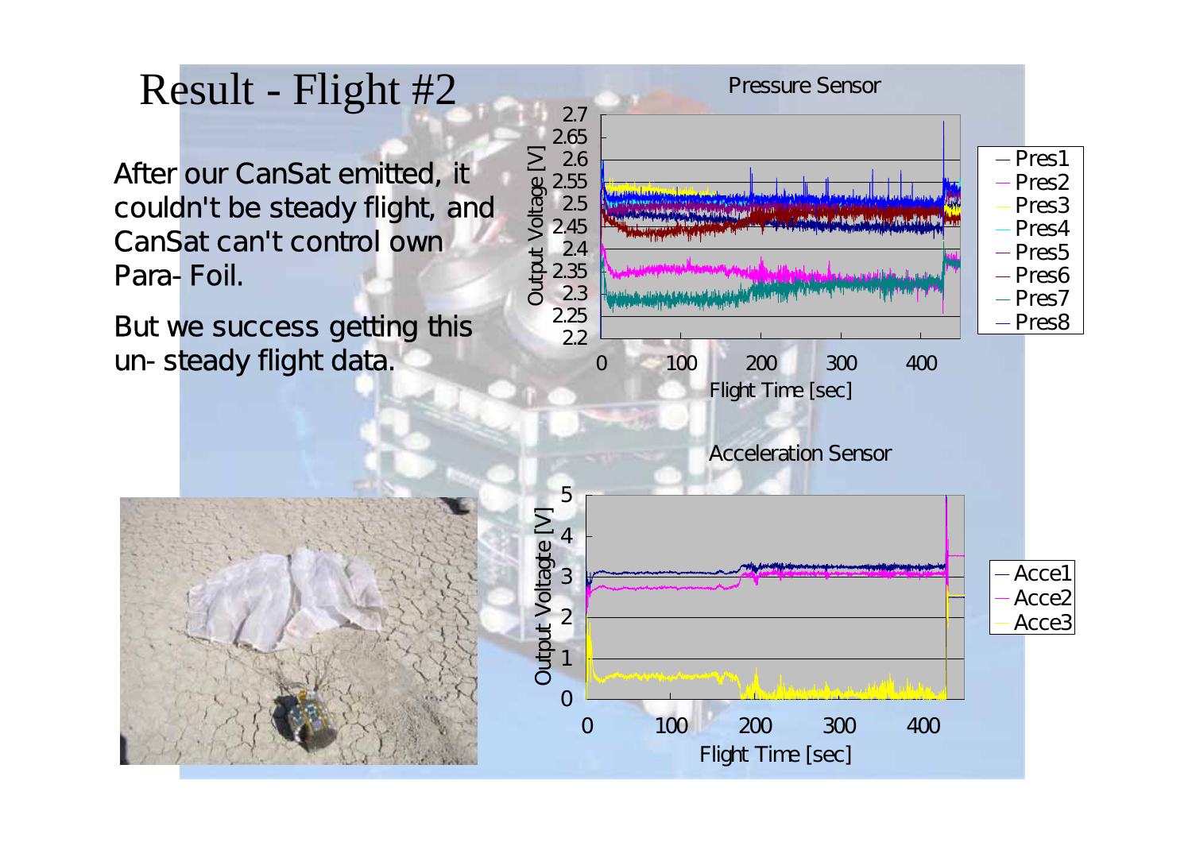# Result - Flight #2

After our CanSat emitted, it couldn't be steady flight, and CanSat can't control own Para- Foil.

But we success getting this un- steady flight data.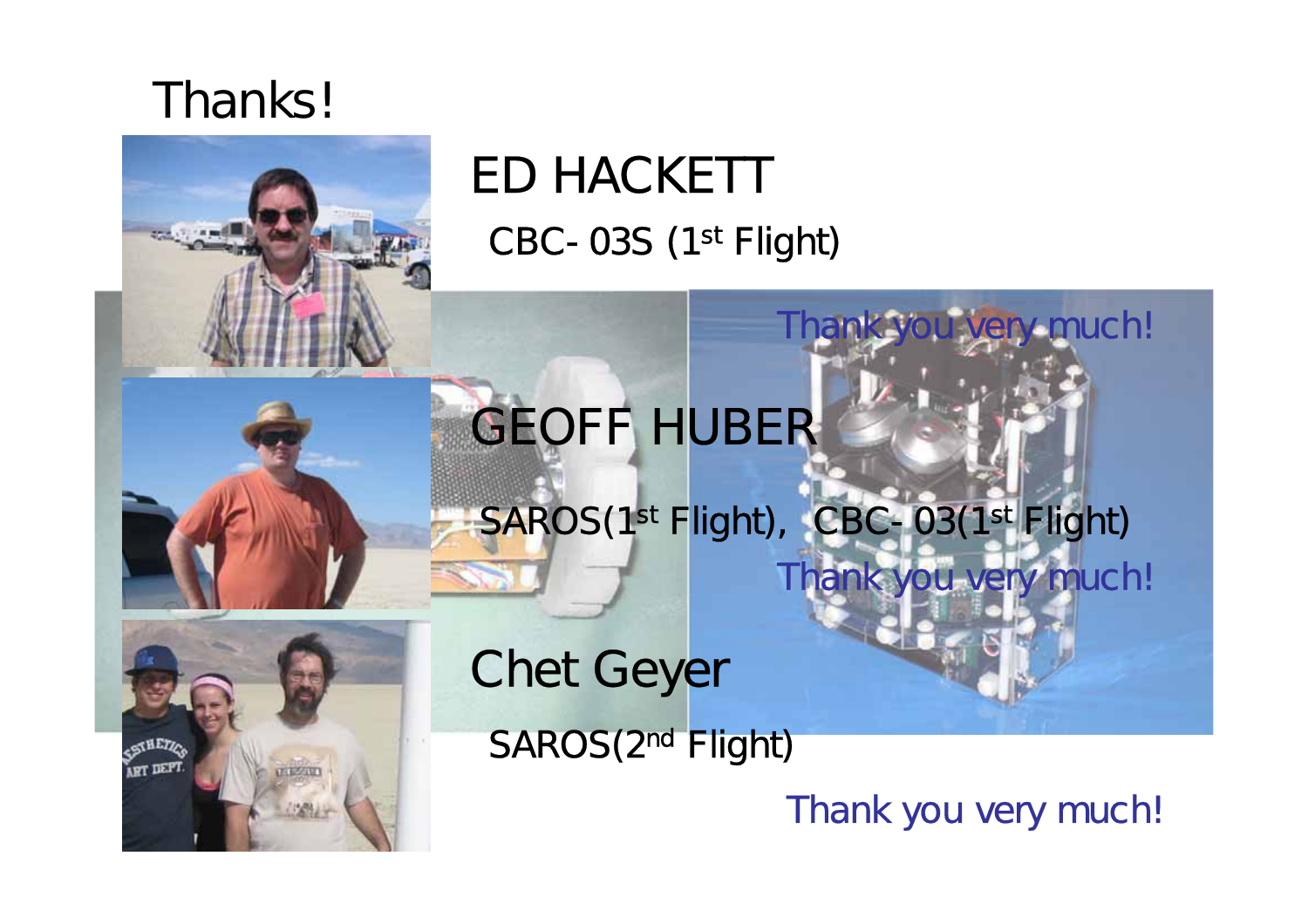# Thanks!

## ED HACKETT

CBC- 03S (1st Flight)

Thank you very much!

## GEOFF HUBER

SAROS(1st Flight), CBC- 03(1st Flight)

Thank you very much!

## Chet Geyer

SAROS(2nd Flight)

Thank you very much!